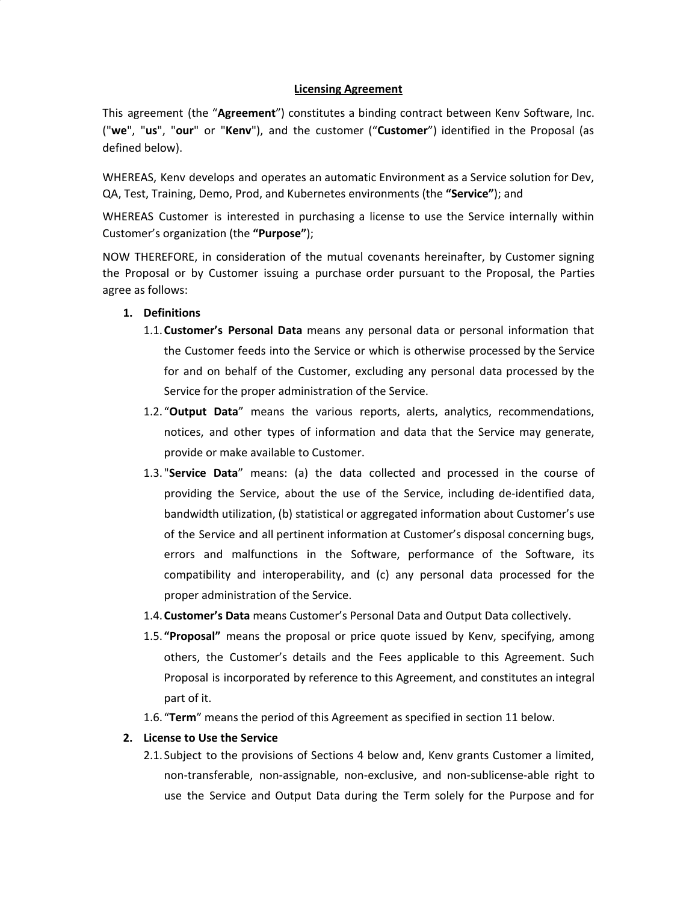# Licensing Agreement

This agreement (the "**Agreement**") constitutes a binding contract between Kenv Software, Inc. ("**we**", "**us**", "**our**" or "**Kenv**"), and the customer ("**Customer**") identified in the Proposal (as defined below).

WHEREAS, Kenv develops and operates an automatic Environment as a Service solution for Dev, QA, Test, Training, Demo, Prod, and Kubernetes environments (the **"Service"**); and

WHEREAS Customer is interested in purchasing a license to use the Service internally within Customer's organization (the **"Purpose"**);

NOW THEREFORE, in consideration of the mutual covenants hereinafter, by Customer signing the Proposal or by Customer issuing a purchase order pursuant to the Proposal, the Parties agree as follows:

1. **Definitions**
   - 1.1. **Customer's Personal Data** means any personal data or personal information that the Customer feeds into the Service or which is otherwise processed by the Service for and on behalf of the Customer, excluding any personal data processed by the Service for the proper administration of the Service.
   - 1.2. "**Output Data**" means the various reports, alerts, analytics, recommendations, notices, and other types of information and data that the Service may generate, provide or make available to Customer.
   - 1.3. "**Service Data**" means: (a) the data collected and processed in the course of providing the Service, about the use of the Service, including de-identified data, bandwidth utilization, (b) statistical or aggregated information about Customer's use of the Service and all pertinent information at Customer's disposal concerning bugs, errors and malfunctions in the Software, performance of the Software, its compatibility and interoperability, and (c) any personal data processed for the proper administration of the Service.
   - 1.4. **Customer's Data** means Customer's Personal Data and Output Data collectively.
   - 1.5. **"Proposal"** means the proposal or price quote issued by Kenv, specifying, among others, the Customer's details and the Fees applicable to this Agreement. Such Proposal is incorporated by reference to this Agreement, and constitutes an integral part of it.
   - 1.6. "**Term**" means the period of this Agreement as specified in section 11 below.
2. **License to Use the Service**
   - 2.1. Subject to the provisions of Sections 4 below and, Kenv grants Customer a limited, non-transferable, non-assignable, non-exclusive, and non-sublicense-able right to use the Service and Output Data during the Term solely for the Purpose and for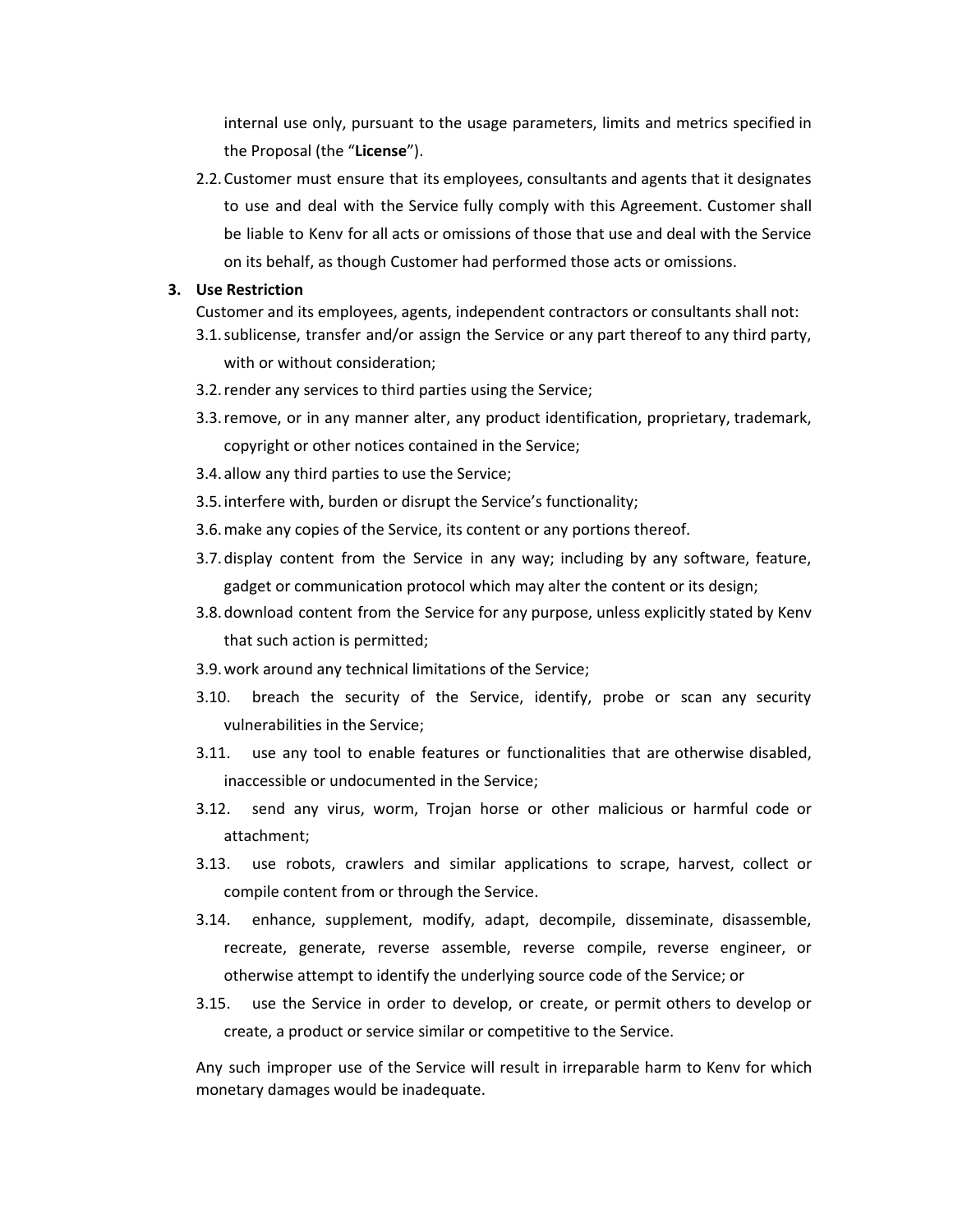internal use only, pursuant to the usage parameters, limits and metrics specified in the Proposal (the "**License**").

2.2. Customer must ensure that its employees, consultants and agents that it designates to use and deal with the Service fully comply with this Agreement. Customer shall be liable to Kenv for all acts or omissions of those that use and deal with the Service on its behalf, as though Customer had performed those acts or omissions.

**3. Use Restriction**

Customer and its employees, agents, independent contractors or consultants shall not:

3.1. sublicense, transfer and/or assign the Service or any part thereof to any third party, with or without consideration;

3.2. render any services to third parties using the Service;

3.3. remove, or in any manner alter, any product identification, proprietary, trademark, copyright or other notices contained in the Service;

3.4. allow any third parties to use the Service;

3.5. interfere with, burden or disrupt the Service's functionality;

3.6. make any copies of the Service, its content or any portions thereof.

3.7. display content from the Service in any way; including by any software, feature, gadget or communication protocol which may alter the content or its design;

3.8. download content from the Service for any purpose, unless explicitly stated by Kenv that such action is permitted;

3.9. work around any technical limitations of the Service;

3.10. breach the security of the Service, identify, probe or scan any security vulnerabilities in the Service;

3.11. use any tool to enable features or functionalities that are otherwise disabled, inaccessible or undocumented in the Service;

3.12. send any virus, worm, Trojan horse or other malicious or harmful code or attachment;

3.13. use robots, crawlers and similar applications to scrape, harvest, collect or compile content from or through the Service.

3.14. enhance, supplement, modify, adapt, decompile, disseminate, disassemble, recreate, generate, reverse assemble, reverse compile, reverse engineer, or otherwise attempt to identify the underlying source code of the Service; or

3.15. use the Service in order to develop, or create, or permit others to develop or create, a product or service similar or competitive to the Service.

Any such improper use of the Service will result in irreparable harm to Kenv for which monetary damages would be inadequate.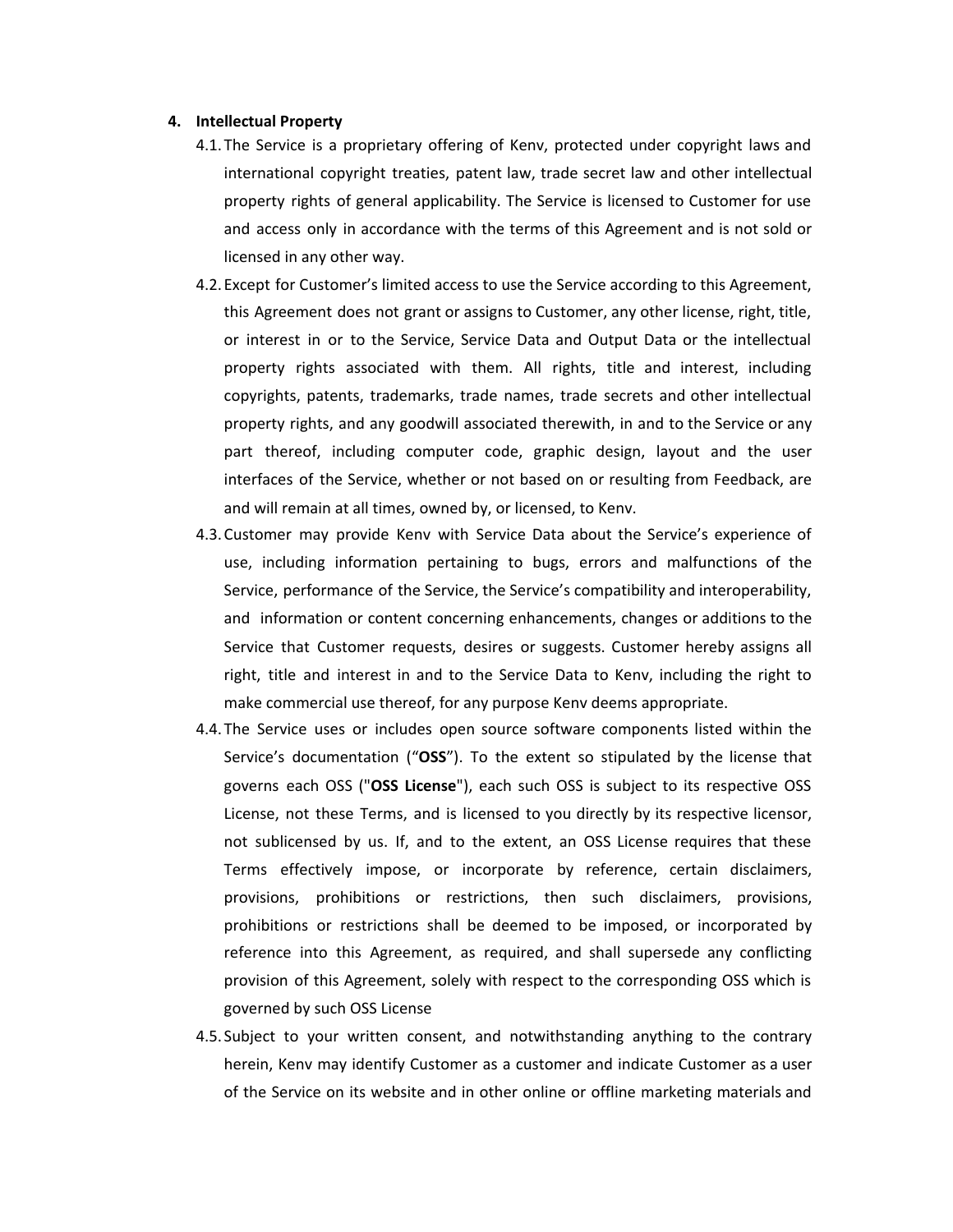4. **Intellectual Property**
   4.1. The Service is a proprietary offering of Kenv, protected under copyright laws and international copyright treaties, patent law, trade secret law and other intellectual property rights of general applicability. The Service is licensed to Customer for use and access only in accordance with the terms of this Agreement and is not sold or licensed in any other way.
   4.2. Except for Customer's limited access to use the Service according to this Agreement, this Agreement does not grant or assigns to Customer, any other license, right, title, or interest in or to the Service, Service Data and Output Data or the intellectual property rights associated with them. All rights, title and interest, including copyrights, patents, trademarks, trade names, trade secrets and other intellectual property rights, and any goodwill associated therewith, in and to the Service or any part thereof, including computer code, graphic design, layout and the user interfaces of the Service, whether or not based on or resulting from Feedback, are and will remain at all times, owned by, or licensed, to Kenv.
   4.3. Customer may provide Kenv with Service Data about the Service's experience of use, including information pertaining to bugs, errors and malfunctions of the Service, performance of the Service, the Service's compatibility and interoperability, and information or content concerning enhancements, changes or additions to the Service that Customer requests, desires or suggests. Customer hereby assigns all right, title and interest in and to the Service Data to Kenv, including the right to make commercial use thereof, for any purpose Kenv deems appropriate.
   4.4. The Service uses or includes open source software components listed within the Service's documentation ("**OSS**"). To the extent so stipulated by the license that governs each OSS ("**OSS License**"), each such OSS is subject to its respective OSS License, not these Terms, and is licensed to you directly by its respective licensor, not sublicensed by us. If, and to the extent, an OSS License requires that these Terms effectively impose, or incorporate by reference, certain disclaimers, provisions, prohibitions or restrictions, then such disclaimers, provisions, prohibitions or restrictions shall be deemed to be imposed, or incorporated by reference into this Agreement, as required, and shall supersede any conflicting provision of this Agreement, solely with respect to the corresponding OSS which is governed by such OSS License
   4.5. Subject to your written consent, and notwithstanding anything to the contrary herein, Kenv may identify Customer as a customer and indicate Customer as a user of the Service on its website and in other online or offline marketing materials and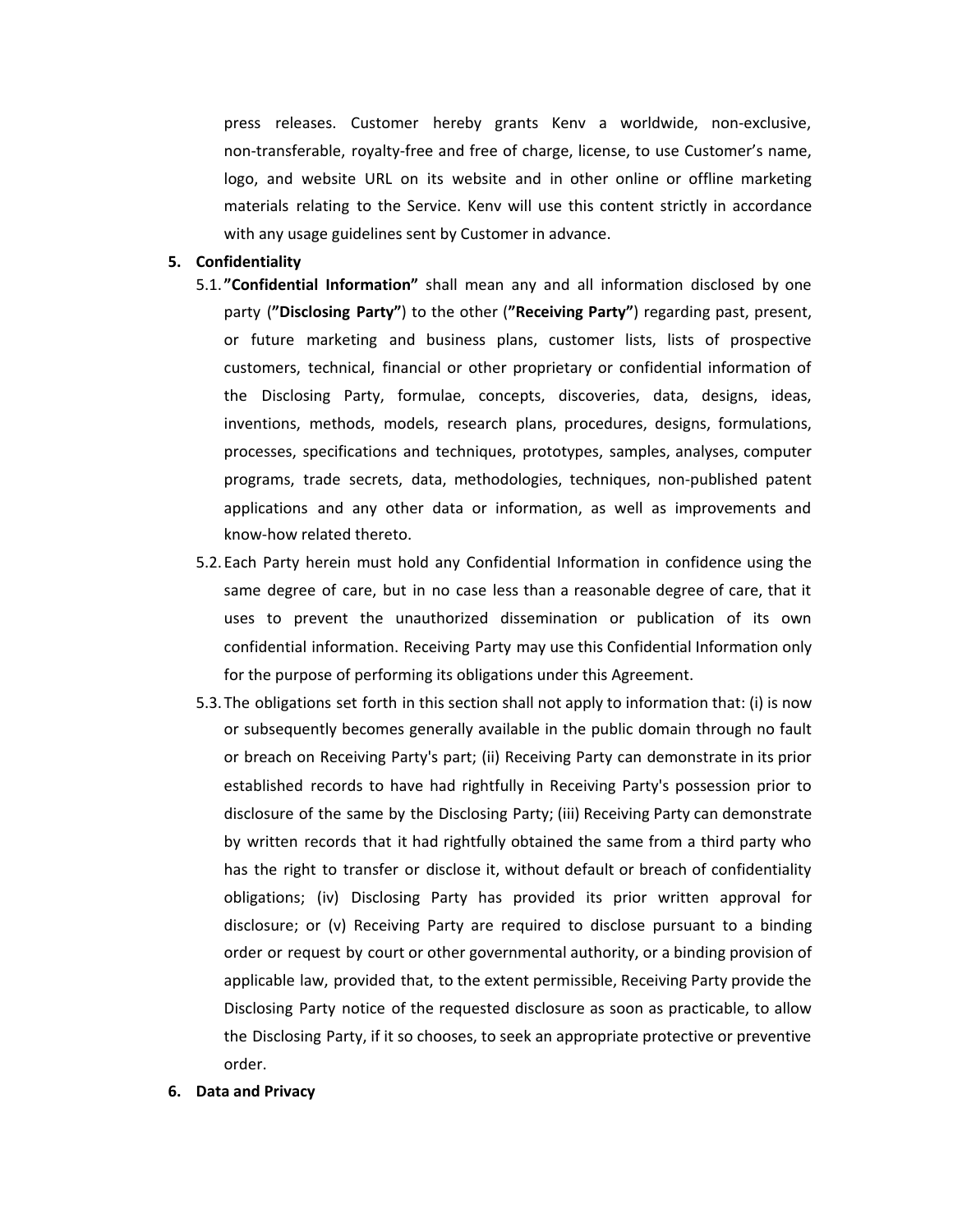press releases. Customer hereby grants Kenv a worldwide, non-exclusive, non-transferable, royalty-free and free of charge, license, to use Customer's name, logo, and website URL on its website and in other online or offline marketing materials relating to the Service. Kenv will use this content strictly in accordance with any usage guidelines sent by Customer in advance.

5. **Confidentiality**
   5.1. **"Confidential Information"** shall mean any and all information disclosed by one party (**"Disclosing Party"**) to the other (**"Receiving Party"**) regarding past, present, or future marketing and business plans, customer lists, lists of prospective customers, technical, financial or other proprietary or confidential information of the Disclosing Party, formulae, concepts, discoveries, data, designs, ideas, inventions, methods, models, research plans, procedures, designs, formulations, processes, specifications and techniques, prototypes, samples, analyses, computer programs, trade secrets, data, methodologies, techniques, non-published patent applications and any other data or information, as well as improvements and know-how related thereto.

   5.2. Each Party herein must hold any Confidential Information in confidence using the same degree of care, but in no case less than a reasonable degree of care, that it uses to prevent the unauthorized dissemination or publication of its own confidential information. Receiving Party may use this Confidential Information only for the purpose of performing its obligations under this Agreement.

   5.3. The obligations set forth in this section shall not apply to information that: (i) is now or subsequently becomes generally available in the public domain through no fault or breach on Receiving Party's part; (ii) Receiving Party can demonstrate in its prior established records to have had rightfully in Receiving Party's possession prior to disclosure of the same by the Disclosing Party; (iii) Receiving Party can demonstrate by written records that it had rightfully obtained the same from a third party who has the right to transfer or disclose it, without default or breach of confidentiality obligations; (iv) Disclosing Party has provided its prior written approval for disclosure; or (v) Receiving Party are required to disclose pursuant to a binding order or request by court or other governmental authority, or a binding provision of applicable law, provided that, to the extent permissible, Receiving Party provide the Disclosing Party notice of the requested disclosure as soon as practicable, to allow the Disclosing Party, if it so chooses, to seek an appropriate protective or preventive order.

6. **Data and Privacy**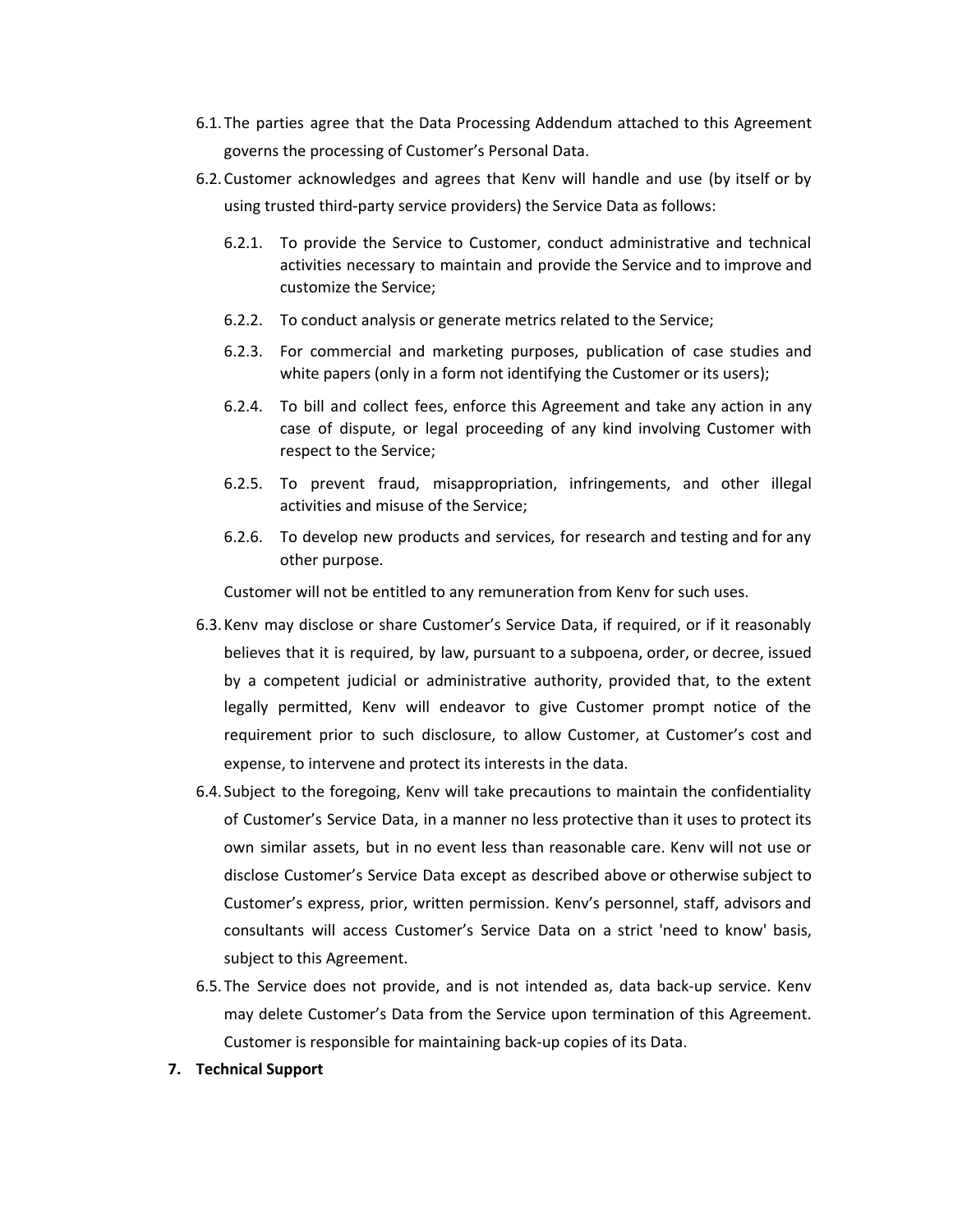6.1. The parties agree that the Data Processing Addendum attached to this Agreement governs the processing of Customer's Personal Data.

6.2. Customer acknowledges and agrees that Kenv will handle and use (by itself or by using trusted third-party service providers) the Service Data as follows:

  6.2.1. To provide the Service to Customer, conduct administrative and technical activities necessary to maintain and provide the Service and to improve and customize the Service;

  6.2.2. To conduct analysis or generate metrics related to the Service;

  6.2.3. For commercial and marketing purposes, publication of case studies and white papers (only in a form not identifying the Customer or its users);

  6.2.4. To bill and collect fees, enforce this Agreement and take any action in any case of dispute, or legal proceeding of any kind involving Customer with respect to the Service;

  6.2.5. To prevent fraud, misappropriation, infringements, and other illegal activities and misuse of the Service;

  6.2.6. To develop new products and services, for research and testing and for any other purpose.

  Customer will not be entitled to any remuneration from Kenv for such uses.

6.3. Kenv may disclose or share Customer's Service Data, if required, or if it reasonably believes that it is required, by law, pursuant to a subpoena, order, or decree, issued by a competent judicial or administrative authority, provided that, to the extent legally permitted, Kenv will endeavor to give Customer prompt notice of the requirement prior to such disclosure, to allow Customer, at Customer's cost and expense, to intervene and protect its interests in the data.

6.4. Subject to the foregoing, Kenv will take precautions to maintain the confidentiality of Customer's Service Data, in a manner no less protective than it uses to protect its own similar assets, but in no event less than reasonable care. Kenv will not use or disclose Customer's Service Data except as described above or otherwise subject to Customer's express, prior, written permission. Kenv's personnel, staff, advisors and consultants will access Customer's Service Data on a strict 'need to know' basis, subject to this Agreement.

6.5. The Service does not provide, and is not intended as, data back-up service. Kenv may delete Customer's Data from the Service upon termination of this Agreement. Customer is responsible for maintaining back-up copies of its Data.

**7. Technical Support**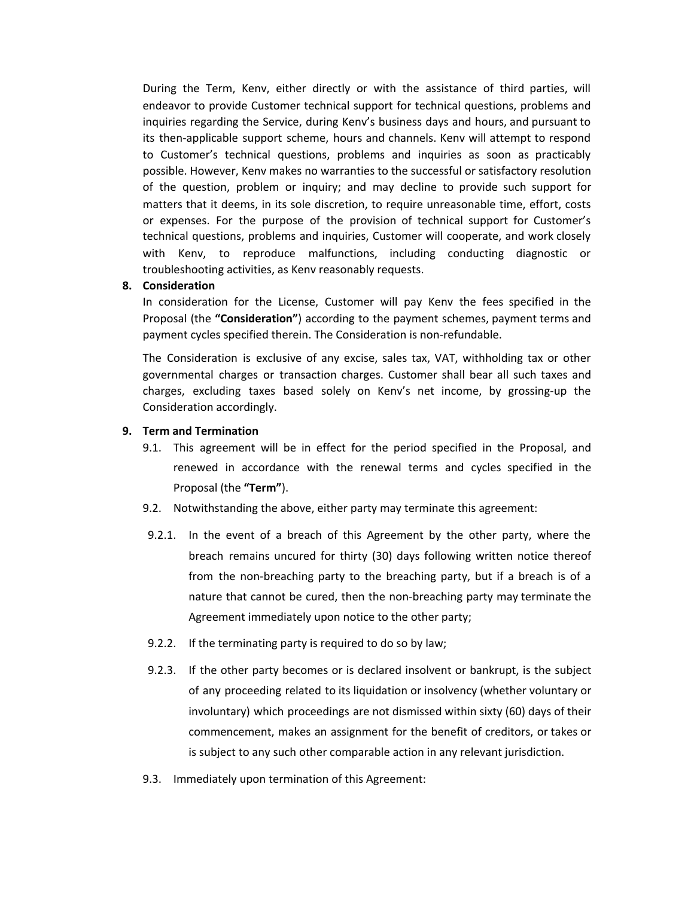During the Term, Kenv, either directly or with the assistance of third parties, will endeavor to provide Customer technical support for technical questions, problems and inquiries regarding the Service, during Kenv's business days and hours, and pursuant to its then-applicable support scheme, hours and channels. Kenv will attempt to respond to Customer's technical questions, problems and inquiries as soon as practicably possible. However, Kenv makes no warranties to the successful or satisfactory resolution of the question, problem or inquiry; and may decline to provide such support for matters that it deems, in its sole discretion, to require unreasonable time, effort, costs or expenses. For the purpose of the provision of technical support for Customer's technical questions, problems and inquiries, Customer will cooperate, and work closely with Kenv, to reproduce malfunctions, including conducting diagnostic or troubleshooting activities, as Kenv reasonably requests.

**8. Consideration**

In consideration for the License, Customer will pay Kenv the fees specified in the Proposal (the **"Consideration"**) according to the payment schemes, payment terms and payment cycles specified therein. The Consideration is non-refundable.

The Consideration is exclusive of any excise, sales tax, VAT, withholding tax or other governmental charges or transaction charges. Customer shall bear all such taxes and charges, excluding taxes based solely on Kenv's net income, by grossing-up the Consideration accordingly.

**9. Term and Termination**

9.1. This agreement will be in effect for the period specified in the Proposal, and renewed in accordance with the renewal terms and cycles specified in the Proposal (the **"Term"**).

9.2. Notwithstanding the above, either party may terminate this agreement:

9.2.1. In the event of a breach of this Agreement by the other party, where the breach remains uncured for thirty (30) days following written notice thereof from the non-breaching party to the breaching party, but if a breach is of a nature that cannot be cured, then the non-breaching party may terminate the Agreement immediately upon notice to the other party;

9.2.2. If the terminating party is required to do so by law;

9.2.3. If the other party becomes or is declared insolvent or bankrupt, is the subject of any proceeding related to its liquidation or insolvency (whether voluntary or involuntary) which proceedings are not dismissed within sixty (60) days of their commencement, makes an assignment for the benefit of creditors, or takes or is subject to any such other comparable action in any relevant jurisdiction.

9.3. Immediately upon termination of this Agreement: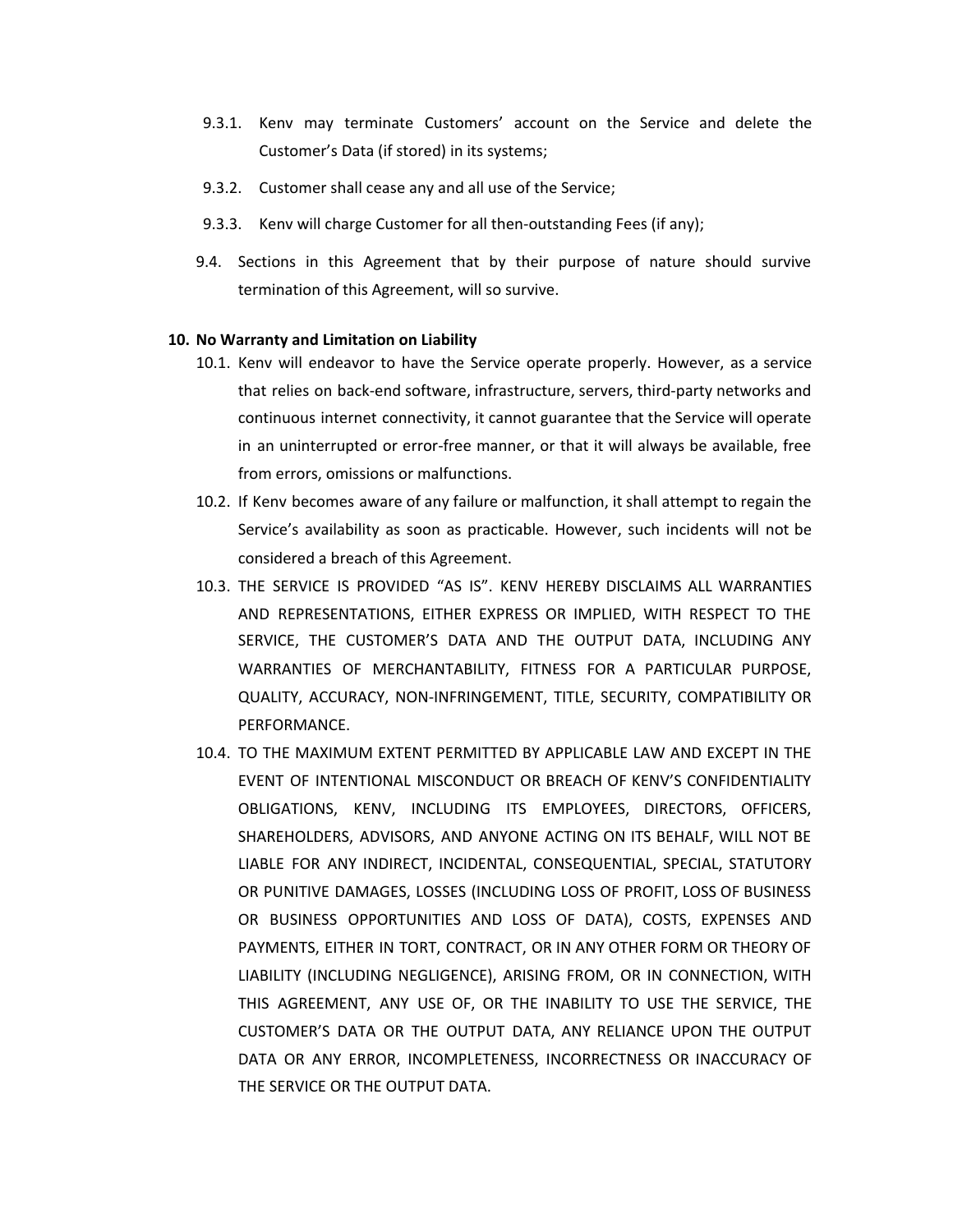9.3.1. Kenv may terminate Customers' account on the Service and delete the Customer's Data (if stored) in its systems;

9.3.2. Customer shall cease any and all use of the Service;

9.3.3. Kenv will charge Customer for all then-outstanding Fees (if any);

9.4. Sections in this Agreement that by their purpose of nature should survive termination of this Agreement, will so survive.

**10. No Warranty and Limitation on Liability**

10.1. Kenv will endeavor to have the Service operate properly. However, as a service that relies on back-end software, infrastructure, servers, third-party networks and continuous internet connectivity, it cannot guarantee that the Service will operate in an uninterrupted or error-free manner, or that it will always be available, free from errors, omissions or malfunctions.

10.2. If Kenv becomes aware of any failure or malfunction, it shall attempt to regain the Service's availability as soon as practicable. However, such incidents will not be considered a breach of this Agreement.

10.3. THE SERVICE IS PROVIDED "AS IS". KENV HEREBY DISCLAIMS ALL WARRANTIES AND REPRESENTATIONS, EITHER EXPRESS OR IMPLIED, WITH RESPECT TO THE SERVICE, THE CUSTOMER'S DATA AND THE OUTPUT DATA, INCLUDING ANY WARRANTIES OF MERCHANTABILITY, FITNESS FOR A PARTICULAR PURPOSE, QUALITY, ACCURACY, NON-INFRINGEMENT, TITLE, SECURITY, COMPATIBILITY OR PERFORMANCE.

10.4. TO THE MAXIMUM EXTENT PERMITTED BY APPLICABLE LAW AND EXCEPT IN THE EVENT OF INTENTIONAL MISCONDUCT OR BREACH OF KENV'S CONFIDENTIALITY OBLIGATIONS, KENV, INCLUDING ITS EMPLOYEES, DIRECTORS, OFFICERS, SHAREHOLDERS, ADVISORS, AND ANYONE ACTING ON ITS BEHALF, WILL NOT BE LIABLE FOR ANY INDIRECT, INCIDENTAL, CONSEQUENTIAL, SPECIAL, STATUTORY OR PUNITIVE DAMAGES, LOSSES (INCLUDING LOSS OF PROFIT, LOSS OF BUSINESS OR BUSINESS OPPORTUNITIES AND LOSS OF DATA), COSTS, EXPENSES AND PAYMENTS, EITHER IN TORT, CONTRACT, OR IN ANY OTHER FORM OR THEORY OF LIABILITY (INCLUDING NEGLIGENCE), ARISING FROM, OR IN CONNECTION, WITH THIS AGREEMENT, ANY USE OF, OR THE INABILITY TO USE THE SERVICE, THE CUSTOMER'S DATA OR THE OUTPUT DATA, ANY RELIANCE UPON THE OUTPUT DATA OR ANY ERROR, INCOMPLETENESS, INCORRECTNESS OR INACCURACY OF THE SERVICE OR THE OUTPUT DATA.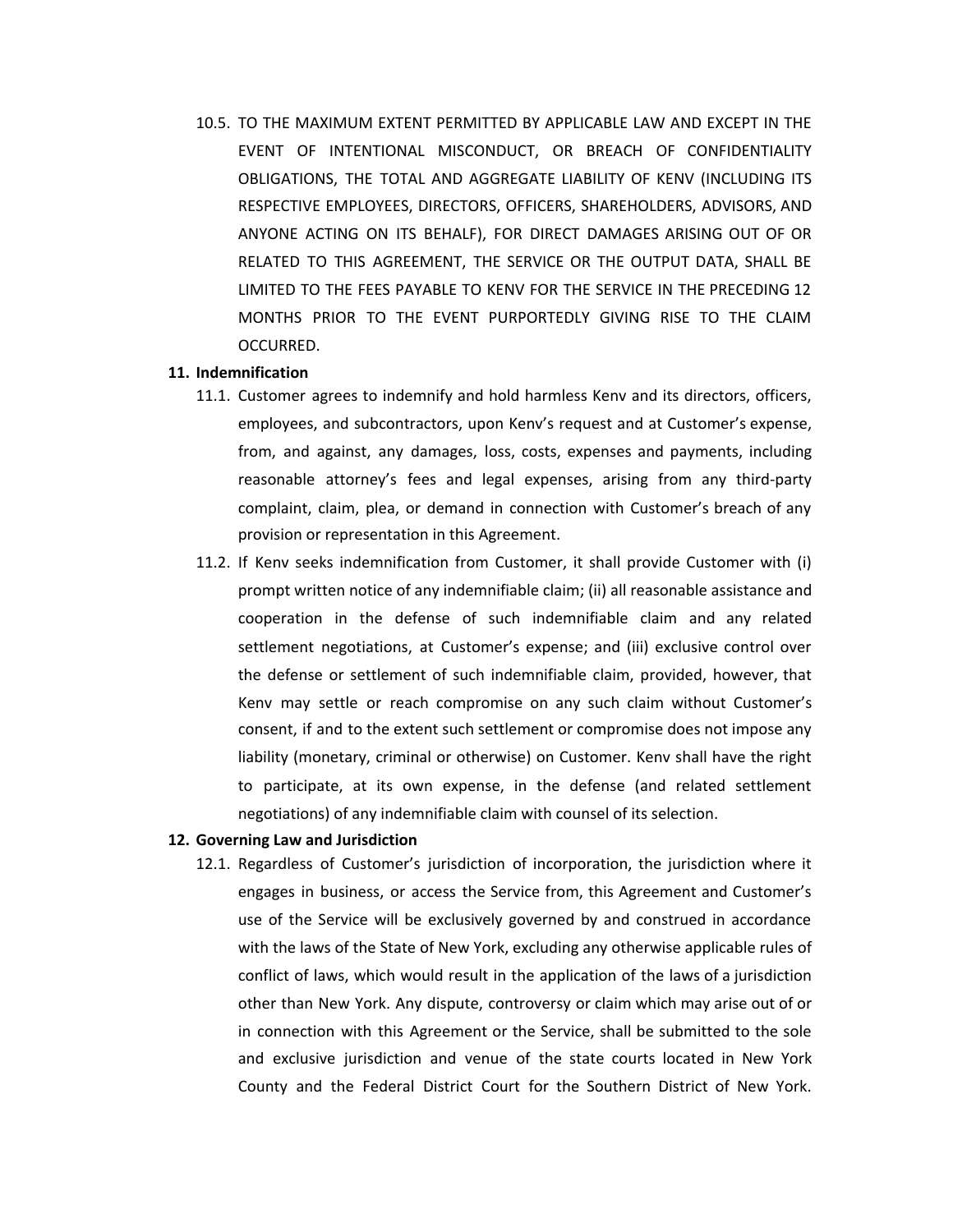10.5. TO THE MAXIMUM EXTENT PERMITTED BY APPLICABLE LAW AND EXCEPT IN THE EVENT OF INTENTIONAL MISCONDUCT, OR BREACH OF CONFIDENTIALITY OBLIGATIONS, THE TOTAL AND AGGREGATE LIABILITY OF KENV (INCLUDING ITS RESPECTIVE EMPLOYEES, DIRECTORS, OFFICERS, SHAREHOLDERS, ADVISORS, AND ANYONE ACTING ON ITS BEHALF), FOR DIRECT DAMAGES ARISING OUT OF OR RELATED TO THIS AGREEMENT, THE SERVICE OR THE OUTPUT DATA, SHALL BE LIMITED TO THE FEES PAYABLE TO KENV FOR THE SERVICE IN THE PRECEDING 12 MONTHS PRIOR TO THE EVENT PURPORTEDLY GIVING RISE TO THE CLAIM OCCURRED.

**11. Indemnification**

11.1. Customer agrees to indemnify and hold harmless Kenv and its directors, officers, employees, and subcontractors, upon Kenv's request and at Customer's expense, from, and against, any damages, loss, costs, expenses and payments, including reasonable attorney's fees and legal expenses, arising from any third-party complaint, claim, plea, or demand in connection with Customer's breach of any provision or representation in this Agreement.

11.2. If Kenv seeks indemnification from Customer, it shall provide Customer with (i) prompt written notice of any indemnifiable claim; (ii) all reasonable assistance and cooperation in the defense of such indemnifiable claim and any related settlement negotiations, at Customer's expense; and (iii) exclusive control over the defense or settlement of such indemnifiable claim, provided, however, that Kenv may settle or reach compromise on any such claim without Customer's consent, if and to the extent such settlement or compromise does not impose any liability (monetary, criminal or otherwise) on Customer. Kenv shall have the right to participate, at its own expense, in the defense (and related settlement negotiations) of any indemnifiable claim with counsel of its selection.

**12. Governing Law and Jurisdiction**

12.1. Regardless of Customer's jurisdiction of incorporation, the jurisdiction where it engages in business, or access the Service from, this Agreement and Customer's use of the Service will be exclusively governed by and construed in accordance with the laws of the State of New York, excluding any otherwise applicable rules of conflict of laws, which would result in the application of the laws of a jurisdiction other than New York. Any dispute, controversy or claim which may arise out of or in connection with this Agreement or the Service, shall be submitted to the sole and exclusive jurisdiction and venue of the state courts located in New York County and the Federal District Court for the Southern District of New York.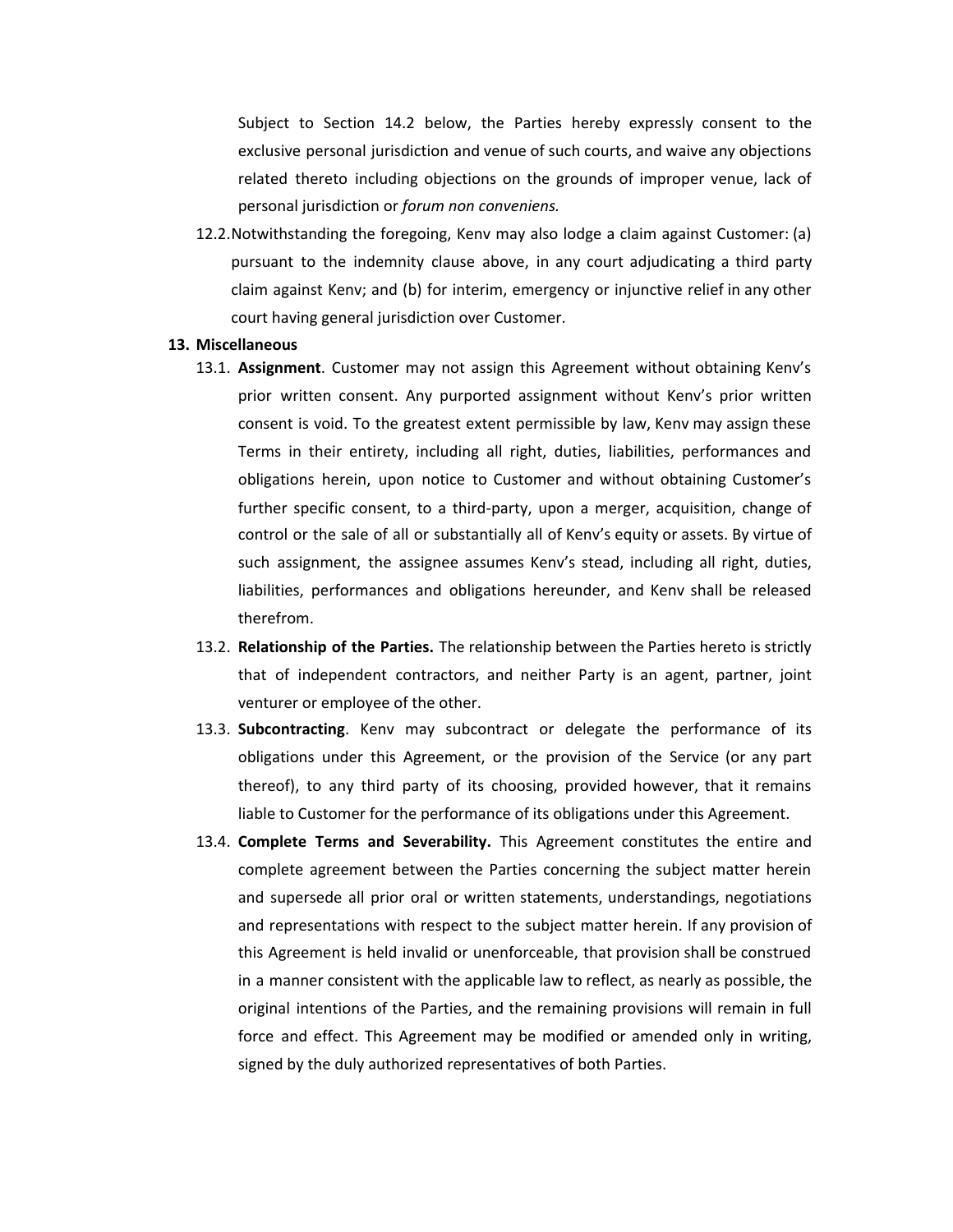Subject to Section 14.2 below, the Parties hereby expressly consent to the exclusive personal jurisdiction and venue of such courts, and waive any objections related thereto including objections on the grounds of improper venue, lack of personal jurisdiction or *forum non conveniens.*

12.2. Notwithstanding the foregoing, Kenv may also lodge a claim against Customer: (a) pursuant to the indemnity clause above, in any court adjudicating a third party claim against Kenv; and (b) for interim, emergency or injunctive relief in any other court having general jurisdiction over Customer.

**13. Miscellaneous**

13.1. **Assignment**. Customer may not assign this Agreement without obtaining Kenv's prior written consent. Any purported assignment without Kenv's prior written consent is void. To the greatest extent permissible by law, Kenv may assign these Terms in their entirety, including all right, duties, liabilities, performances and obligations herein, upon notice to Customer and without obtaining Customer's further specific consent, to a third-party, upon a merger, acquisition, change of control or the sale of all or substantially all of Kenv's equity or assets. By virtue of such assignment, the assignee assumes Kenv's stead, including all right, duties, liabilities, performances and obligations hereunder, and Kenv shall be released therefrom.

13.2. **Relationship of the Parties.** The relationship between the Parties hereto is strictly that of independent contractors, and neither Party is an agent, partner, joint venturer or employee of the other.

13.3. **Subcontracting**. Kenv may subcontract or delegate the performance of its obligations under this Agreement, or the provision of the Service (or any part thereof), to any third party of its choosing, provided however, that it remains liable to Customer for the performance of its obligations under this Agreement.

13.4. **Complete Terms and Severability.** This Agreement constitutes the entire and complete agreement between the Parties concerning the subject matter herein and supersede all prior oral or written statements, understandings, negotiations and representations with respect to the subject matter herein. If any provision of this Agreement is held invalid or unenforceable, that provision shall be construed in a manner consistent with the applicable law to reflect, as nearly as possible, the original intentions of the Parties, and the remaining provisions will remain in full force and effect. This Agreement may be modified or amended only in writing, signed by the duly authorized representatives of both Parties.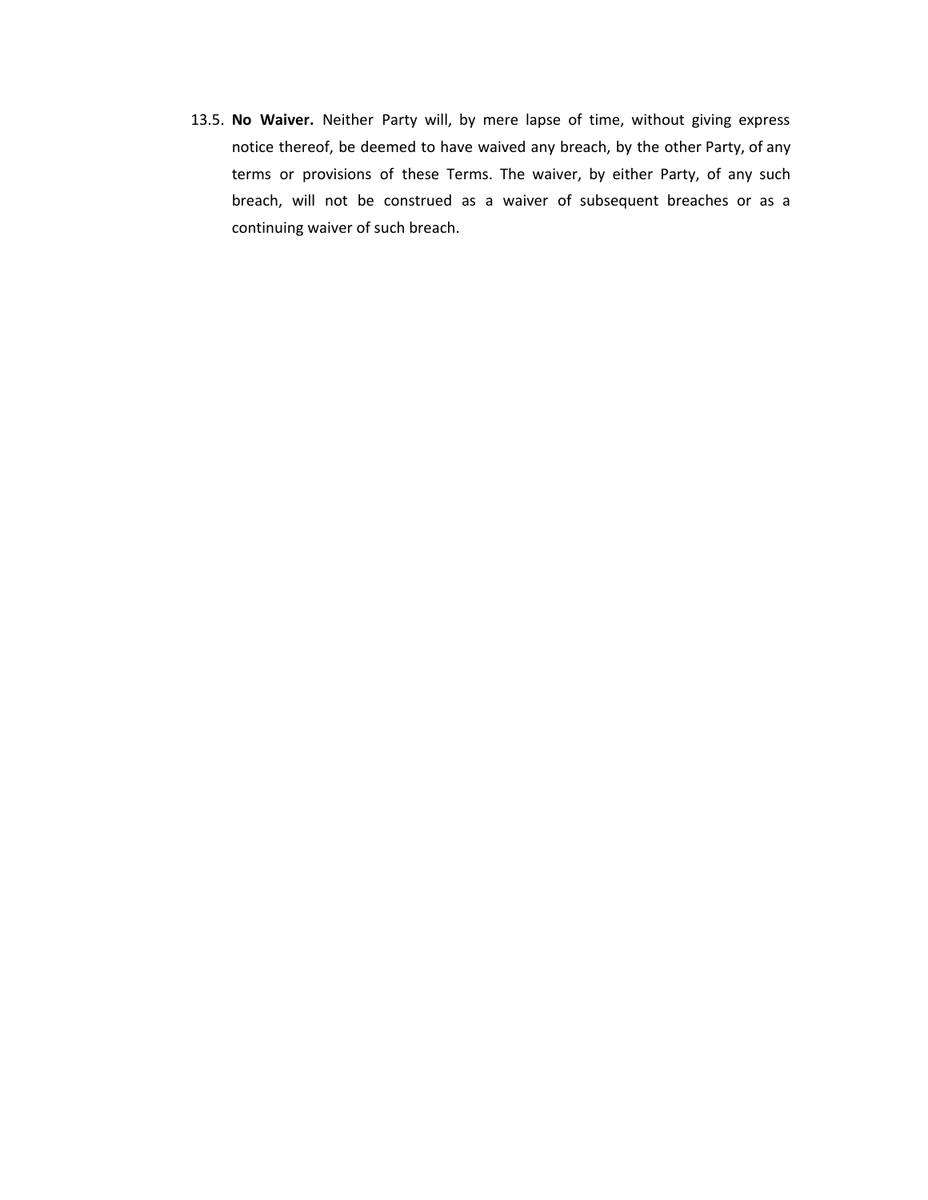13.5. **No Waiver.** Neither Party will, by mere lapse of time, without giving express notice thereof, be deemed to have waived any breach, by the other Party, of any terms or provisions of these Terms. The waiver, by either Party, of any such breach, will not be construed as a waiver of subsequent breaches or as a continuing waiver of such breach.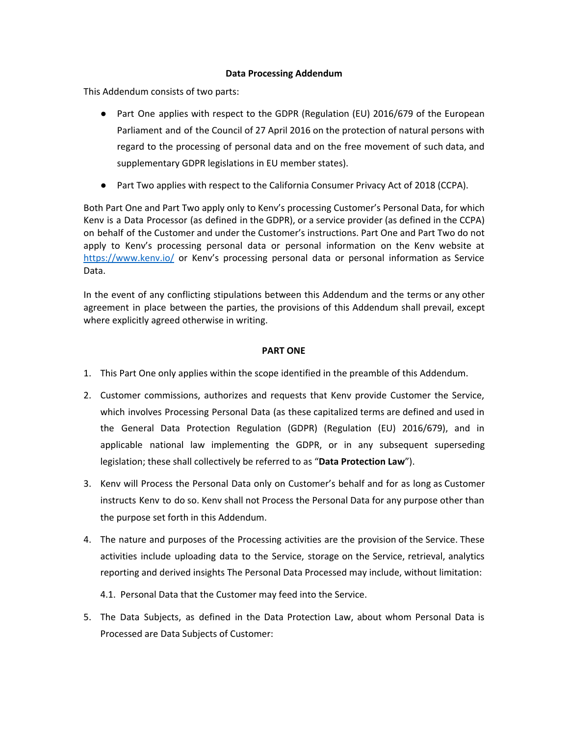## Data Processing Addendum

This Addendum consists of two parts:

- Part One applies with respect to the GDPR (Regulation (EU) 2016/679 of the European Parliament and of the Council of 27 April 2016 on the protection of natural persons with regard to the processing of personal data and on the free movement of such data, and supplementary GDPR legislations in EU member states).
- Part Two applies with respect to the California Consumer Privacy Act of 2018 (CCPA).

Both Part One and Part Two apply only to Kenv's processing Customer's Personal Data, for which Kenv is a Data Processor (as defined in the GDPR), or a service provider (as defined in the CCPA) on behalf of the Customer and under the Customer's instructions. Part One and Part Two do not apply to Kenv's processing personal data or personal information on the Kenv website at https://www.kenv.io/ or Kenv's processing personal data or personal information as Service Data.

In the event of any conflicting stipulations between this Addendum and the terms or any other agreement in place between the parties, the provisions of this Addendum shall prevail, except where explicitly agreed otherwise in writing.

### PART ONE

1. This Part One only applies within the scope identified in the preamble of this Addendum.
2. Customer commissions, authorizes and requests that Kenv provide Customer the Service, which involves Processing Personal Data (as these capitalized terms are defined and used in the General Data Protection Regulation (GDPR) (Regulation (EU) 2016/679), and in applicable national law implementing the GDPR, or in any subsequent superseding legislation; these shall collectively be referred to as "**Data Protection Law**").
3. Kenv will Process the Personal Data only on Customer's behalf and for as long as Customer instructs Kenv to do so. Kenv shall not Process the Personal Data for any purpose other than the purpose set forth in this Addendum.
4. The nature and purposes of the Processing activities are the provision of the Service. These activities include uploading data to the Service, storage on the Service, retrieval, analytics reporting and derived insights The Personal Data Processed may include, without limitation:

   4.1. Personal Data that the Customer may feed into the Service.

5. The Data Subjects, as defined in the Data Protection Law, about whom Personal Data is Processed are Data Subjects of Customer: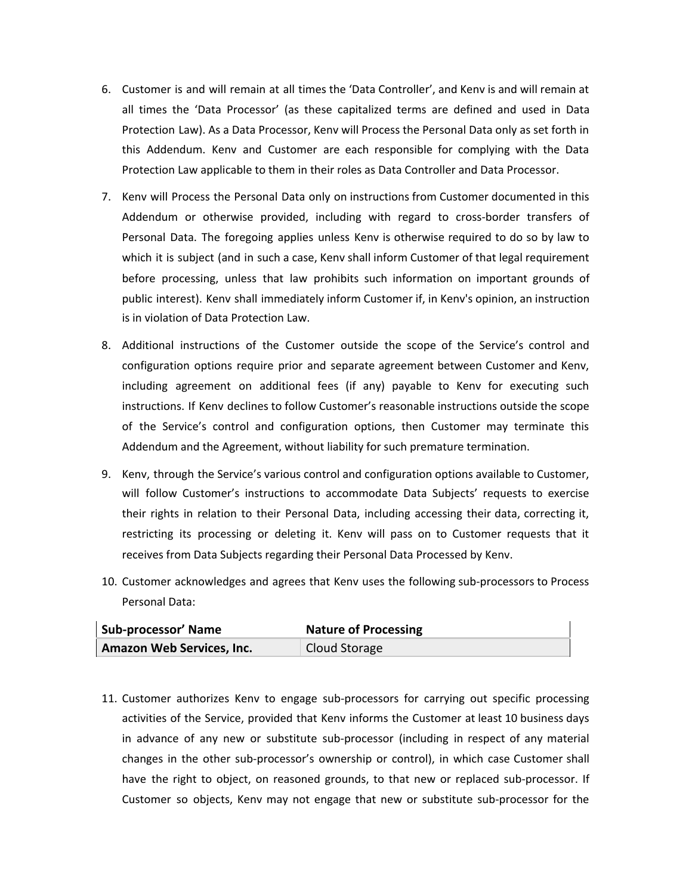6. Customer is and will remain at all times the 'Data Controller', and Kenv is and will remain at all times the 'Data Processor' (as these capitalized terms are defined and used in Data Protection Law). As a Data Processor, Kenv will Process the Personal Data only as set forth in this Addendum. Kenv and Customer are each responsible for complying with the Data Protection Law applicable to them in their roles as Data Controller and Data Processor.

7. Kenv will Process the Personal Data only on instructions from Customer documented in this Addendum or otherwise provided, including with regard to cross-border transfers of Personal Data. The foregoing applies unless Kenv is otherwise required to do so by law to which it is subject (and in such a case, Kenv shall inform Customer of that legal requirement before processing, unless that law prohibits such information on important grounds of public interest). Kenv shall immediately inform Customer if, in Kenv's opinion, an instruction is in violation of Data Protection Law.

8. Additional instructions of the Customer outside the scope of the Service's control and configuration options require prior and separate agreement between Customer and Kenv, including agreement on additional fees (if any) payable to Kenv for executing such instructions. If Kenv declines to follow Customer's reasonable instructions outside the scope of the Service's control and configuration options, then Customer may terminate this Addendum and the Agreement, without liability for such premature termination.

9. Kenv, through the Service's various control and configuration options available to Customer, will follow Customer's instructions to accommodate Data Subjects' requests to exercise their rights in relation to their Personal Data, including accessing their data, correcting it, restricting its processing or deleting it. Kenv will pass on to Customer requests that it receives from Data Subjects regarding their Personal Data Processed by Kenv.

10. Customer acknowledges and agrees that Kenv uses the following sub-processors to Process Personal Data:

| Sub-processor' Name | Nature of Processing |
| --- | --- |
| **Amazon Web Services, Inc.** | Cloud Storage |

11. Customer authorizes Kenv to engage sub-processors for carrying out specific processing activities of the Service, provided that Kenv informs the Customer at least 10 business days in advance of any new or substitute sub-processor (including in respect of any material changes in the other sub-processor's ownership or control), in which case Customer shall have the right to object, on reasoned grounds, to that new or replaced sub-processor. If Customer so objects, Kenv may not engage that new or substitute sub-processor for the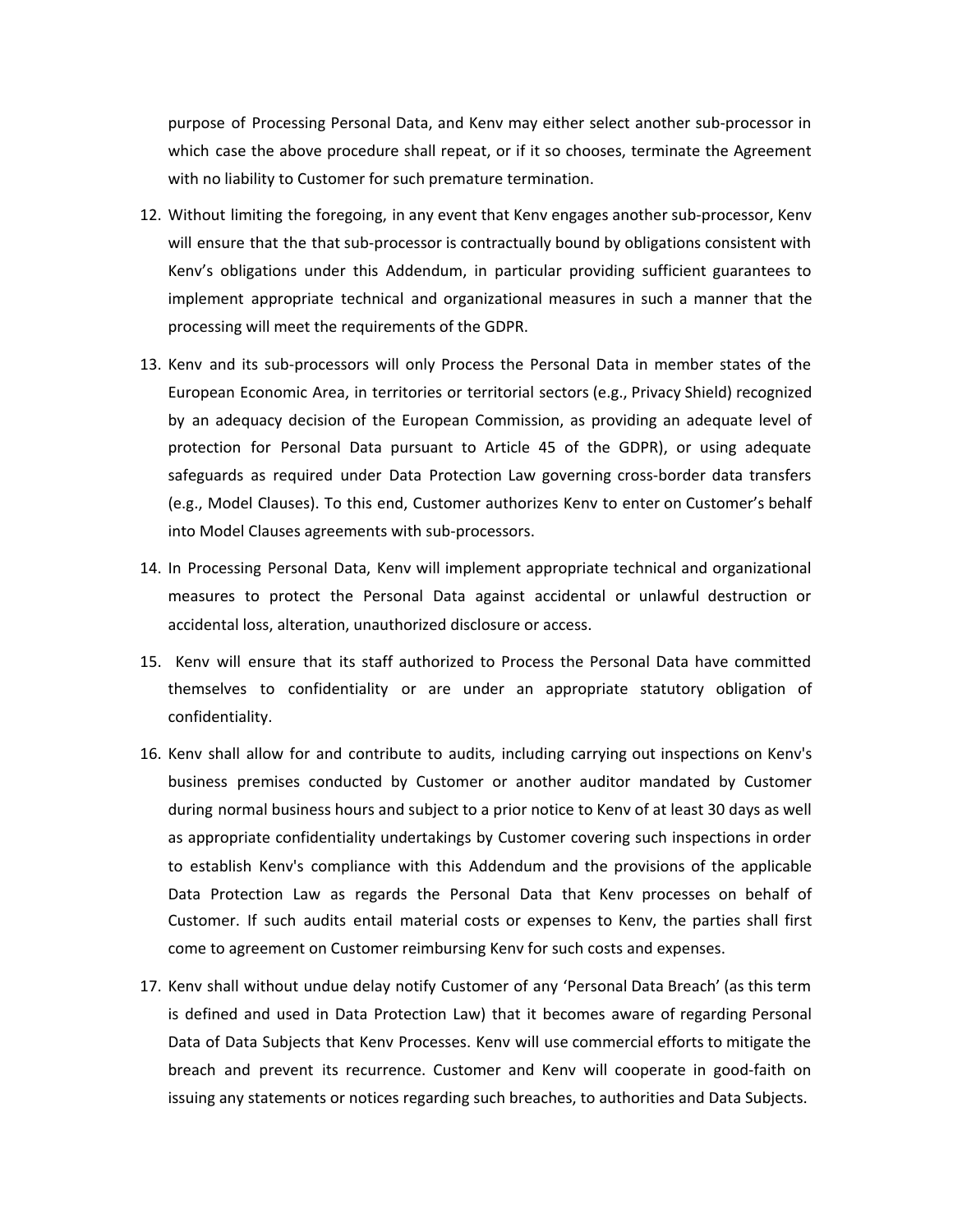purpose of Processing Personal Data, and Kenv may either select another sub-processor in which case the above procedure shall repeat, or if it so chooses, terminate the Agreement with no liability to Customer for such premature termination.

12. Without limiting the foregoing, in any event that Kenv engages another sub-processor, Kenv will ensure that the that sub-processor is contractually bound by obligations consistent with Kenv's obligations under this Addendum, in particular providing sufficient guarantees to implement appropriate technical and organizational measures in such a manner that the processing will meet the requirements of the GDPR.

13. Kenv and its sub-processors will only Process the Personal Data in member states of the European Economic Area, in territories or territorial sectors (e.g., Privacy Shield) recognized by an adequacy decision of the European Commission, as providing an adequate level of protection for Personal Data pursuant to Article 45 of the GDPR), or using adequate safeguards as required under Data Protection Law governing cross-border data transfers (e.g., Model Clauses). To this end, Customer authorizes Kenv to enter on Customer's behalf into Model Clauses agreements with sub-processors.

14. In Processing Personal Data, Kenv will implement appropriate technical and organizational measures to protect the Personal Data against accidental or unlawful destruction or accidental loss, alteration, unauthorized disclosure or access.

15. Kenv will ensure that its staff authorized to Process the Personal Data have committed themselves to confidentiality or are under an appropriate statutory obligation of confidentiality.

16. Kenv shall allow for and contribute to audits, including carrying out inspections on Kenv's business premises conducted by Customer or another auditor mandated by Customer during normal business hours and subject to a prior notice to Kenv of at least 30 days as well as appropriate confidentiality undertakings by Customer covering such inspections in order to establish Kenv's compliance with this Addendum and the provisions of the applicable Data Protection Law as regards the Personal Data that Kenv processes on behalf of Customer. If such audits entail material costs or expenses to Kenv, the parties shall first come to agreement on Customer reimbursing Kenv for such costs and expenses.

17. Kenv shall without undue delay notify Customer of any 'Personal Data Breach' (as this term is defined and used in Data Protection Law) that it becomes aware of regarding Personal Data of Data Subjects that Kenv Processes. Kenv will use commercial efforts to mitigate the breach and prevent its recurrence. Customer and Kenv will cooperate in good-faith on issuing any statements or notices regarding such breaches, to authorities and Data Subjects.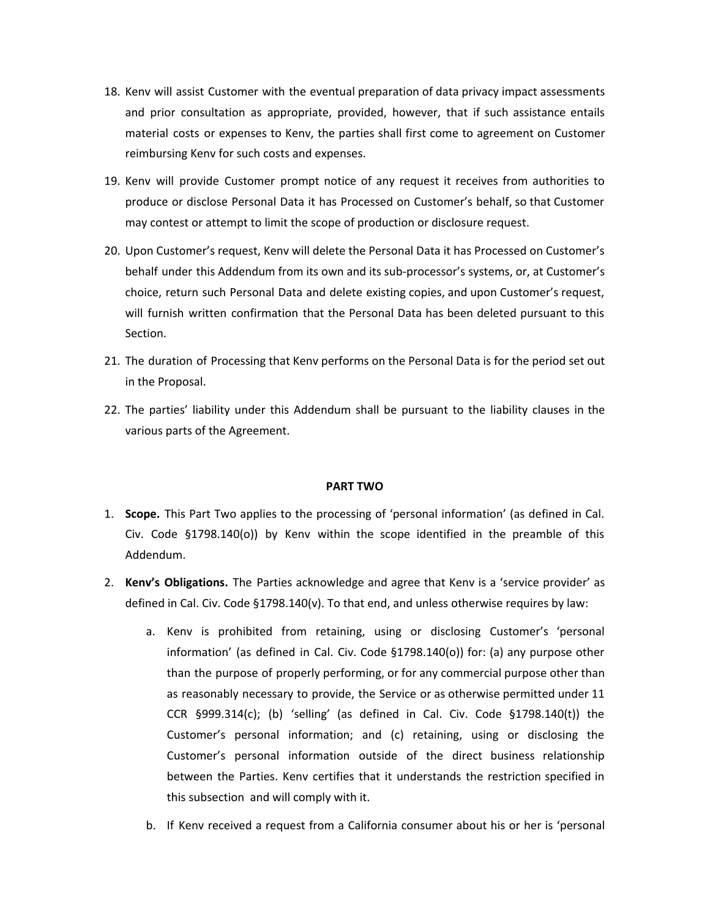18. Kenv will assist Customer with the eventual preparation of data privacy impact assessments and prior consultation as appropriate, provided, however, that if such assistance entails material costs or expenses to Kenv, the parties shall first come to agreement on Customer reimbursing Kenv for such costs and expenses.

19. Kenv will provide Customer prompt notice of any request it receives from authorities to produce or disclose Personal Data it has Processed on Customer's behalf, so that Customer may contest or attempt to limit the scope of production or disclosure request.

20. Upon Customer's request, Kenv will delete the Personal Data it has Processed on Customer's behalf under this Addendum from its own and its sub-processor's systems, or, at Customer's choice, return such Personal Data and delete existing copies, and upon Customer's request, will furnish written confirmation that the Personal Data has been deleted pursuant to this Section.

21. The duration of Processing that Kenv performs on the Personal Data is for the period set out in the Proposal.

22. The parties' liability under this Addendum shall be pursuant to the liability clauses in the various parts of the Agreement.

**PART TWO**

1. **Scope.** This Part Two applies to the processing of 'personal information' (as defined in Cal. Civ. Code §1798.140(o)) by Kenv within the scope identified in the preamble of this Addendum.

2. **Kenv's Obligations.** The Parties acknowledge and agree that Kenv is a 'service provider' as defined in Cal. Civ. Code §1798.140(v). To that end, and unless otherwise requires by law:

   a. Kenv is prohibited from retaining, using or disclosing Customer's 'personal information' (as defined in Cal. Civ. Code §1798.140(o)) for: (a) any purpose other than the purpose of properly performing, or for any commercial purpose other than as reasonably necessary to provide, the Service or as otherwise permitted under 11 CCR §999.314(c); (b) 'selling' (as defined in Cal. Civ. Code §1798.140(t)) the Customer's personal information; and (c) retaining, using or disclosing the Customer's personal information outside of the direct business relationship between the Parties. Kenv certifies that it understands the restriction specified in this subsection and will comply with it.

   b. If Kenv received a request from a California consumer about his or her is 'personal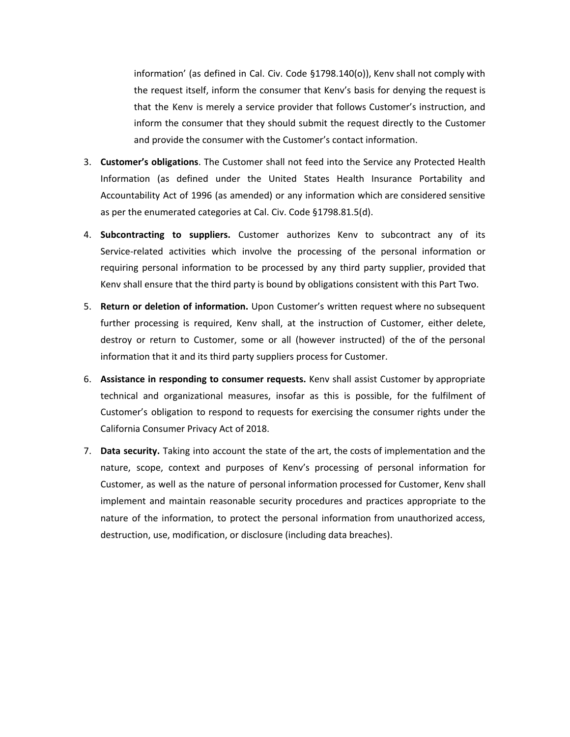information' (as defined in Cal. Civ. Code §1798.140(o)), Kenv shall not comply with the request itself, inform the consumer that Kenv's basis for denying the request is that the Kenv is merely a service provider that follows Customer's instruction, and inform the consumer that they should submit the request directly to the Customer and provide the consumer with the Customer's contact information.

3. **Customer's obligations**. The Customer shall not feed into the Service any Protected Health Information (as defined under the United States Health Insurance Portability and Accountability Act of 1996 (as amended) or any information which are considered sensitive as per the enumerated categories at Cal. Civ. Code §1798.81.5(d).

4. **Subcontracting to suppliers.** Customer authorizes Kenv to subcontract any of its Service-related activities which involve the processing of the personal information or requiring personal information to be processed by any third party supplier, provided that Kenv shall ensure that the third party is bound by obligations consistent with this Part Two.

5. **Return or deletion of information.** Upon Customer's written request where no subsequent further processing is required, Kenv shall, at the instruction of Customer, either delete, destroy or return to Customer, some or all (however instructed) of the of the personal information that it and its third party suppliers process for Customer.

6. **Assistance in responding to consumer requests.** Kenv shall assist Customer by appropriate technical and organizational measures, insofar as this is possible, for the fulfilment of Customer's obligation to respond to requests for exercising the consumer rights under the California Consumer Privacy Act of 2018.

7. **Data security.** Taking into account the state of the art, the costs of implementation and the nature, scope, context and purposes of Kenv's processing of personal information for Customer, as well as the nature of personal information processed for Customer, Kenv shall implement and maintain reasonable security procedures and practices appropriate to the nature of the information, to protect the personal information from unauthorized access, destruction, use, modification, or disclosure (including data breaches).